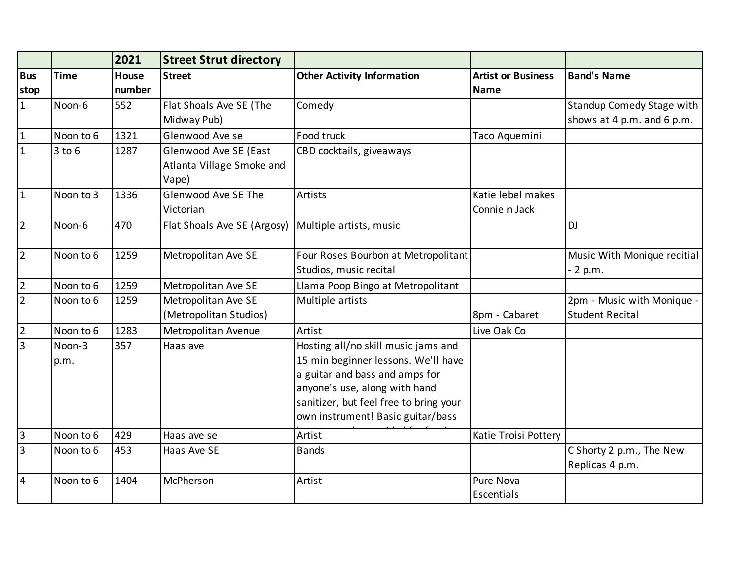| | | 2021 | Street Strut directory | | | |
|---|---|---|---|---|---|---|
| Bus stop | Time | House number | Street | Other Activity Information | Artist or Business Name | Band's Name |
| 1 | Noon-6 | 552 | Flat Shoals Ave SE (The Midway Pub) | Comedy | | Standup Comedy Stage with shows at 4 p.m. and 6 p.m. |
| 1 | Noon to 6 | 1321 | Glenwood Ave se | Food truck | Taco Aquemini | |
| 1 | 3 to 6 | 1287 | Glenwood Ave SE (East Atlanta Village Smoke and Vape) | CBD cocktails, giveaways | | |
| 1 | Noon to 3 | 1336 | Glenwood Ave SE The Victorian | Artists | Katie lebel makes Connie n Jack | |
| 2 | Noon-6 | 470 | Flat Shoals Ave SE (Argosy) | Multiple artists, music | | DJ |
| 2 | Noon to 6 | 1259 | Metropolitan Ave SE | Four Roses Bourbon at Metropolitant Studios, music recital | | Music With Monique recitial - 2 p.m. |
| 2 | Noon to 6 | 1259 | Metropolitan Ave SE | Llama Poop Bingo at Metropolitant | | |
| 2 | Noon to 6 | 1259 | Metropolitan Ave SE (Metropolitan Studios) | Multiple artists | 8pm - Cabaret | 2pm - Music with Monique - Student Recital |
| 2 | Noon to 6 | 1283 | Metropolitan Avenue | Artist | Live Oak Co | |
| 3 | Noon-3 p.m. | 357 | Haas ave | Hosting all/no skill music jams and 15 min beginner lessons. We'll have a guitar and bass and amps for anyone's use, along with hand sanitizer, but feel free to bring your own instrument! Basic guitar/bass | | |
| 3 | Noon to 6 | 429 | Haas ave se | Artist | Katie Troisi Pottery | |
| 3 | Noon to 6 | 453 | Haas Ave SE | Bands | | C Shorty 2 p.m., The New Replicas 4 p.m. |
| 4 | Noon to 6 | 1404 | McPherson | Artist | Pure Nova Escentials | |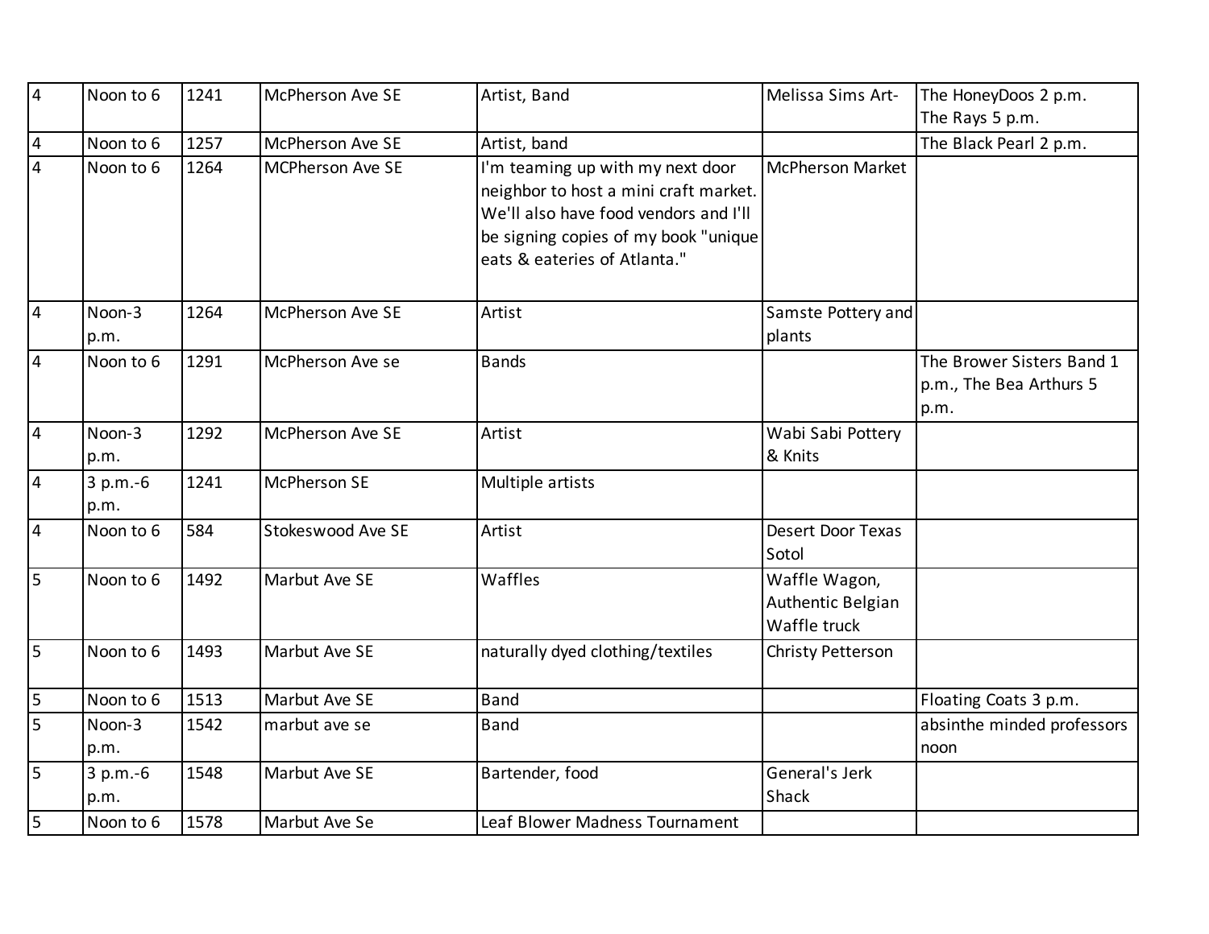| | | | | | | |
|---|---|---|---|---|---|---|
| 4 | Noon to 6 | 1241 | McPherson Ave SE | Artist, Band | Melissa Sims Art- | The HoneyDoos 2 p.m. The Rays 5 p.m. |
| 4 | Noon to 6 | 1257 | McPherson Ave SE | Artist, band | | The Black Pearl 2 p.m. |
| 4 | Noon to 6 | 1264 | MCPherson Ave SE | I'm teaming up with my next door neighbor to host a mini craft market. We'll also have food vendors and I'll be signing copies of my book "unique eats & eateries of Atlanta." | McPherson Market | |
| 4 | Noon-3 p.m. | 1264 | McPherson Ave SE | Artist | Samste Pottery and plants | |
| 4 | Noon to 6 | 1291 | McPherson Ave se | Bands | | The Brower Sisters Band 1 p.m., The Bea Arthurs 5 p.m. |
| 4 | Noon-3 p.m. | 1292 | McPherson Ave SE | Artist | Wabi Sabi Pottery & Knits | |
| 4 | 3 p.m.-6 p.m. | 1241 | McPherson SE | Multiple artists | | |
| 4 | Noon to 6 | 584 | Stokeswood Ave SE | Artist | Desert Door Texas Sotol | |
| 5 | Noon to 6 | 1492 | Marbut Ave SE | Waffles | Waffle Wagon, Authentic Belgian Waffle truck | |
| 5 | Noon to 6 | 1493 | Marbut Ave SE | naturally dyed clothing/textiles | Christy Petterson | |
| 5 | Noon to 6 | 1513 | Marbut Ave SE | Band | | Floating Coats 3 p.m. |
| 5 | Noon-3 p.m. | 1542 | marbut ave se | Band | | absinthe minded professors noon |
| 5 | 3 p.m.-6 p.m. | 1548 | Marbut Ave SE | Bartender, food | General's Jerk Shack | |
| 5 | Noon to 6 | 1578 | Marbut Ave Se | Leaf Blower Madness Tournament | | |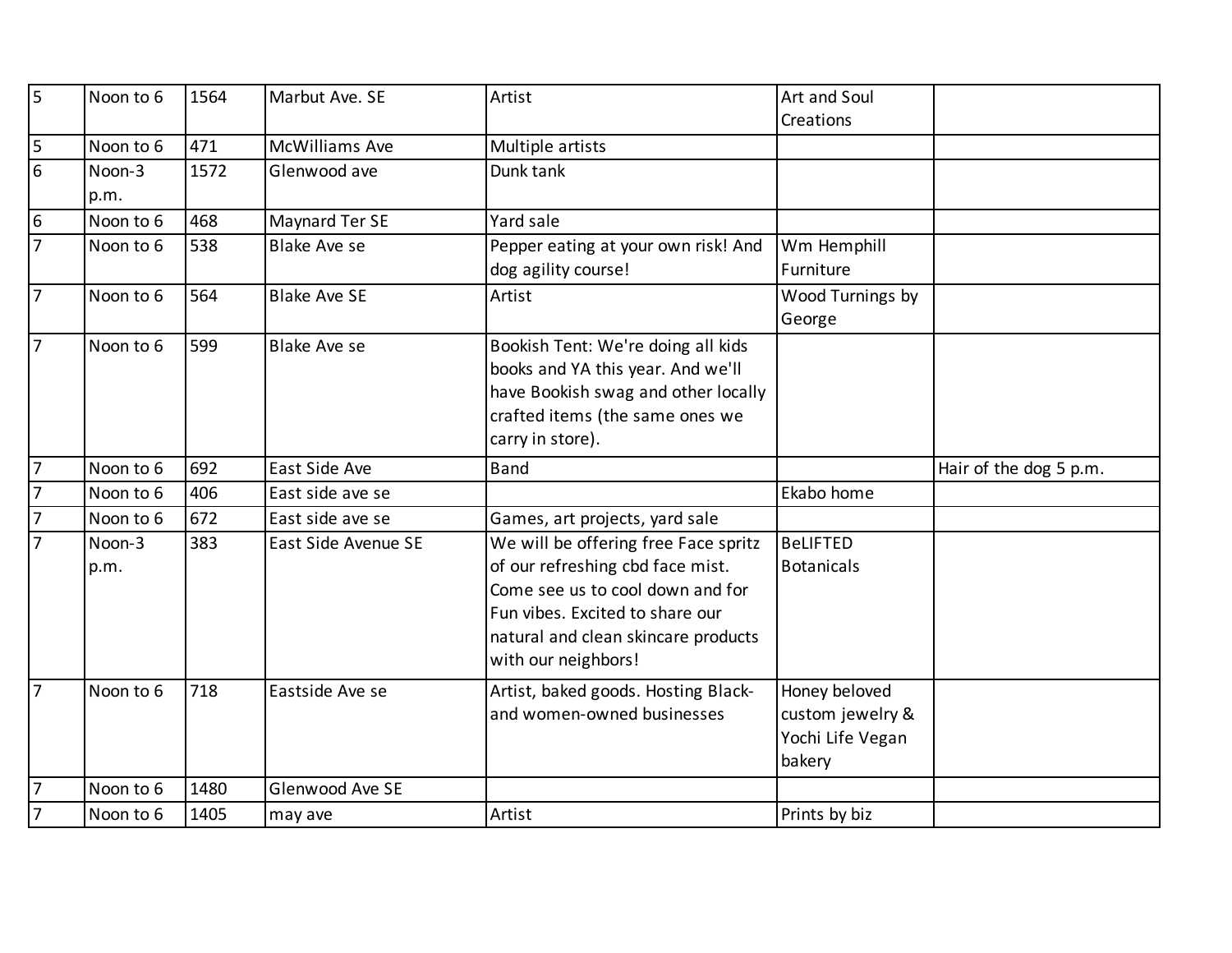| | | | | | | |
|---|---|---|---|---|---|---|
| 5 | Noon to 6 | 1564 | Marbut Ave. SE | Artist | Art and Soul Creations | |
| 5 | Noon to 6 | 471 | McWilliams Ave | Multiple artists | | |
| 6 | Noon-3 p.m. | 1572 | Glenwood ave | Dunk tank | | |
| 6 | Noon to 6 | 468 | Maynard Ter SE | Yard sale | | |
| 7 | Noon to 6 | 538 | Blake Ave se | Pepper eating at your own risk! And dog agility course! | Wm Hemphill Furniture | |
| 7 | Noon to 6 | 564 | Blake Ave SE | Artist | Wood Turnings by George | |
| 7 | Noon to 6 | 599 | Blake Ave se | Bookish Tent: We're doing all kids books and YA this year. And we'll have Bookish swag and other locally crafted items (the same ones we carry in store). | | |
| 7 | Noon to 6 | 692 | East Side Ave | Band | | Hair of the dog 5 p.m. |
| 7 | Noon to 6 | 406 | East side ave se | | Ekabo home | |
| 7 | Noon to 6 | 672 | East side ave se | Games, art projects, yard sale | | |
| 7 | Noon-3 p.m. | 383 | East Side Avenue SE | We will be offering free Face spritz of our refreshing cbd face mist. Come see us to cool down and for Fun vibes. Excited to share our natural and clean skincare products with our neighbors! | BeLIFTED Botanicals | |
| 7 | Noon to 6 | 718 | Eastside Ave se | Artist, baked goods. Hosting Black- and women-owned businesses | Honey beloved custom jewelry & Yochi Life Vegan bakery | |
| 7 | Noon to 6 | 1480 | Glenwood Ave SE | | | |
| 7 | Noon to 6 | 1405 | may ave | Artist | Prints by biz | |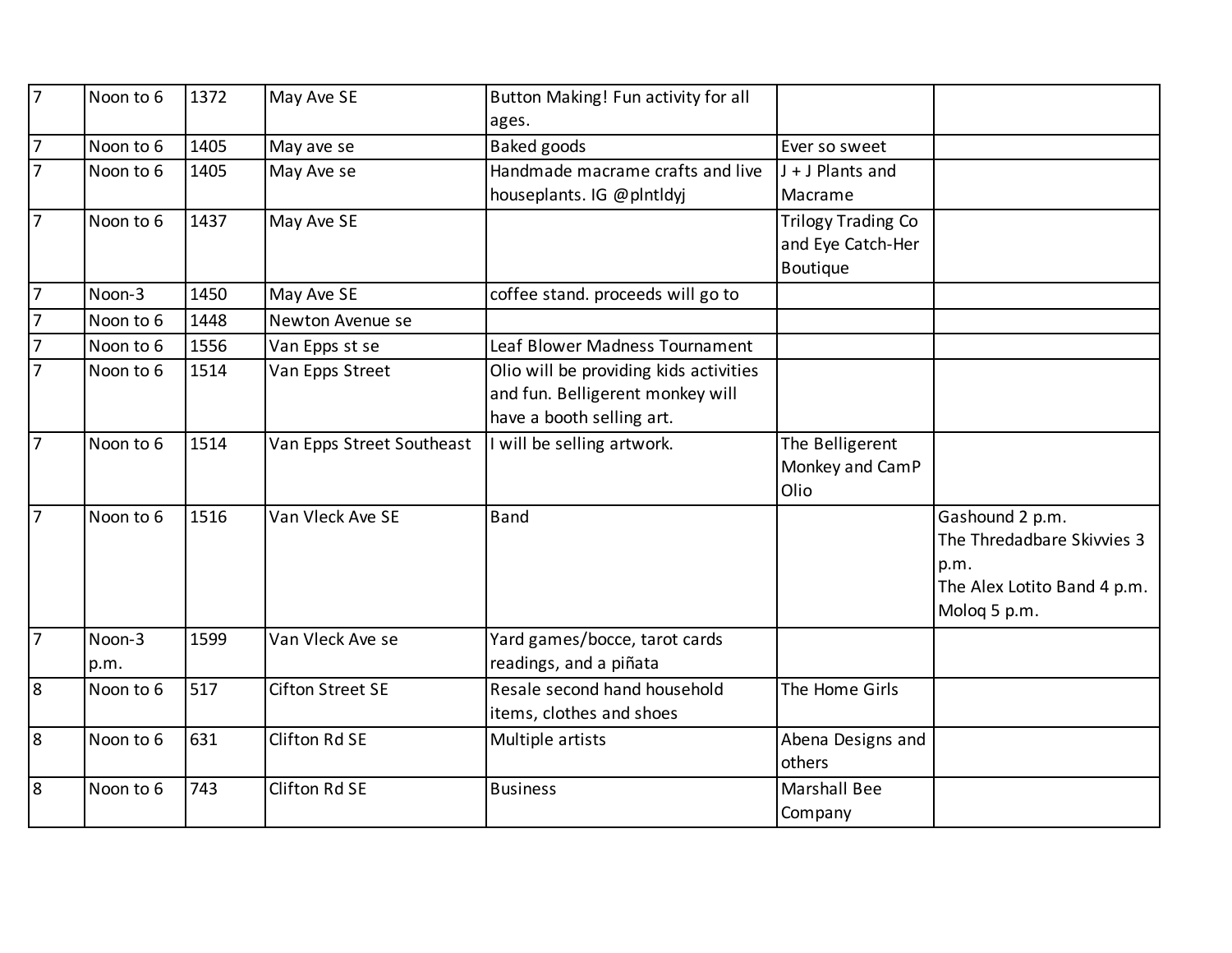| | | | | | | |
|---|---|---|---|---|---|---|
| 7 | Noon to 6 | 1372 | May Ave SE | Button Making! Fun activity for all ages. | | |
| 7 | Noon to 6 | 1405 | May ave se | Baked goods | Ever so sweet | |
| 7 | Noon to 6 | 1405 | May Ave se | Handmade macrame crafts and live houseplants. IG @plntldyj | J + J Plants and Macrame | |
| 7 | Noon to 6 | 1437 | May Ave SE | | Trilogy Trading Co and Eye Catch-Her Boutique | |
| 7 | Noon-3 | 1450 | May Ave SE | coffee stand. proceeds will go to | | |
| 7 | Noon to 6 | 1448 | Newton Avenue se | | | |
| 7 | Noon to 6 | 1556 | Van Epps st se | Leaf Blower Madness Tournament | | |
| 7 | Noon to 6 | 1514 | Van Epps Street | Olio will be providing kids activities and fun. Belligerent monkey will have a booth selling art. | | |
| 7 | Noon to 6 | 1514 | Van Epps Street Southeast | I will be selling artwork. | The Belligerent Monkey and CamP Olio | |
| 7 | Noon to 6 | 1516 | Van Vleck Ave SE | Band | | Gashound 2 p.m.<br>The Thredadbare Skivvies 3 p.m.<br>The Alex Lotito Band 4 p.m.<br>Moloq 5 p.m. |
| 7 | Noon-3 p.m. | 1599 | Van Vleck Ave se | Yard games/bocce, tarot cards readings, and a piñata | | |
| 8 | Noon to 6 | 517 | Cifton Street SE | Resale second hand household items, clothes and shoes | The Home Girls | |
| 8 | Noon to 6 | 631 | Clifton Rd SE | Multiple artists | Abena Designs and others | |
| 8 | Noon to 6 | 743 | Clifton Rd SE | Business | Marshall Bee Company | |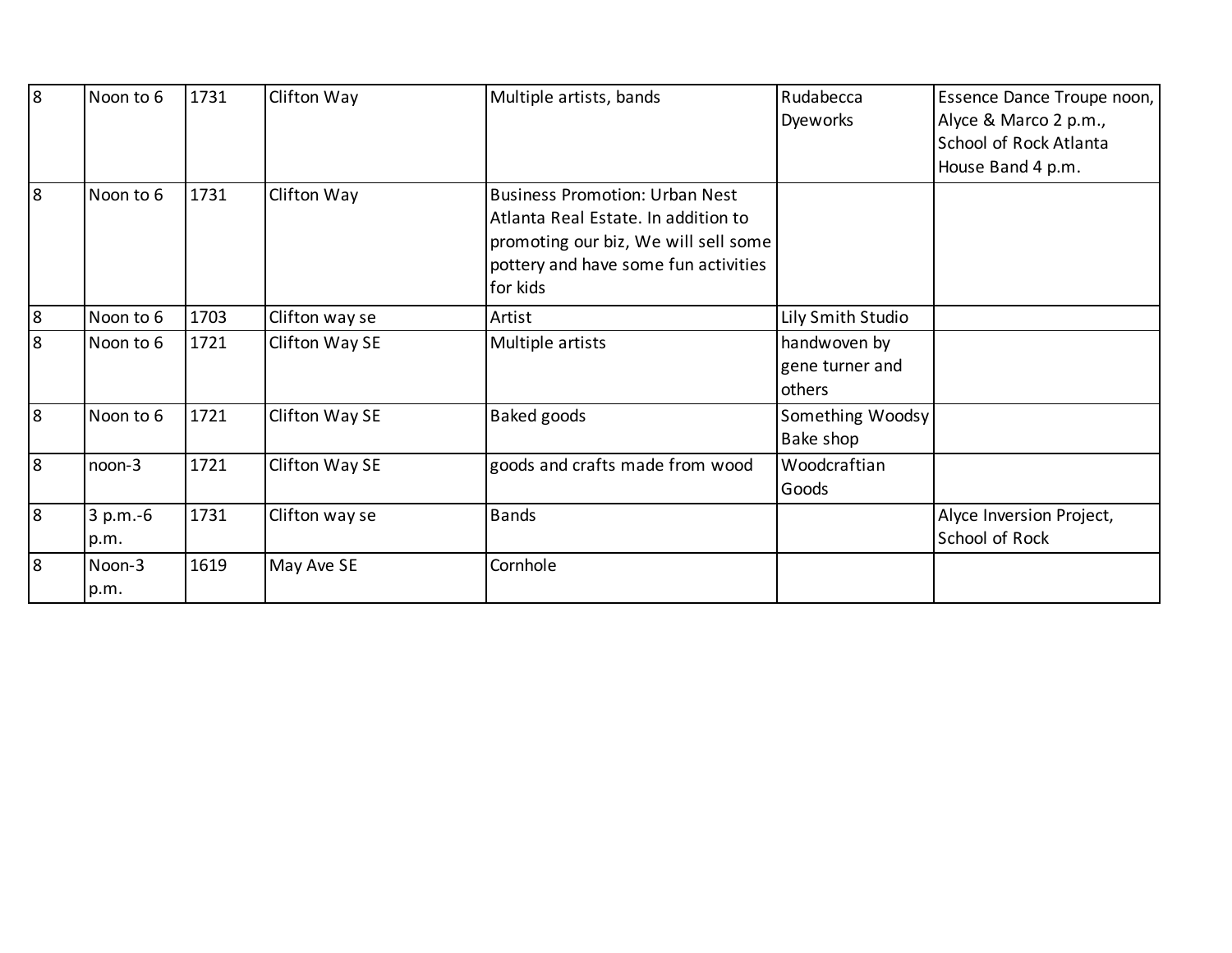| | | | | | | |
|---|---|---|---|---|---|---|
| 8 | Noon to 6 | 1731 | Clifton Way | Multiple artists, bands | Rudabecca Dyeworks | Essence Dance Troupe noon, Alyce & Marco 2 p.m., School of Rock Atlanta House Band 4 p.m. |
| 8 | Noon to 6 | 1731 | Clifton Way | Business Promotion: Urban Nest Atlanta Real Estate. In addition to promoting our biz, We will sell some pottery and have some fun activities for kids | | |
| 8 | Noon to 6 | 1703 | Clifton way se | Artist | Lily Smith Studio | |
| 8 | Noon to 6 | 1721 | Clifton Way SE | Multiple artists | handwoven by gene turner and others | |
| 8 | Noon to 6 | 1721 | Clifton Way SE | Baked goods | Something Woodsy Bake shop | |
| 8 | noon-3 | 1721 | Clifton Way SE | goods and crafts made from wood | Woodcraftian Goods | |
| 8 | 3 p.m.-6 p.m. | 1731 | Clifton way se | Bands | | Alyce Inversion Project, School of Rock |
| 8 | Noon-3 p.m. | 1619 | May Ave SE | Cornhole | | |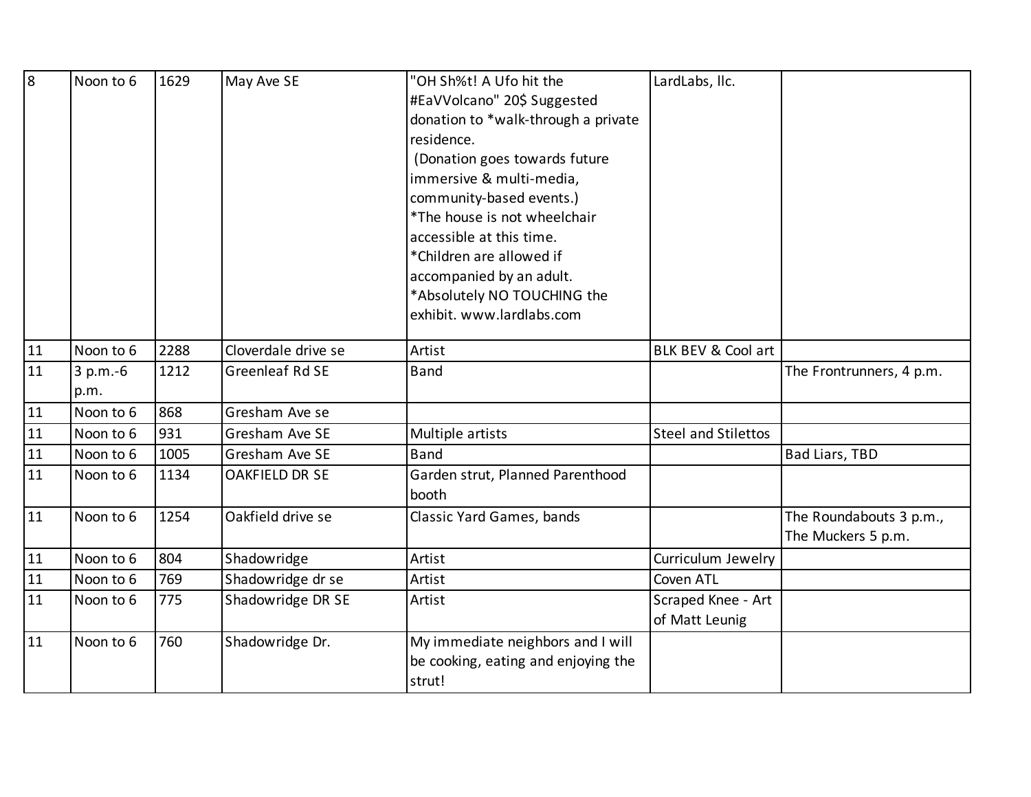| | | | | | | |
|---|---|---|---|---|---|---|
| 8 | Noon to 6 | 1629 | May Ave SE | "OH Sh%t! A Ufo hit the #EaVVolcano" 20$ Suggested donation to *walk-through a private residence.<br>(Donation goes towards future immersive & multi-media, community-based events.)<br>*The house is not wheelchair accessible at this time.<br>*Children are allowed if accompanied by an adult.<br>*Absolutely NO TOUCHING the exhibit. www.lardlabs.com | LardLabs, llc. | |
| 11 | Noon to 6 | 2288 | Cloverdale drive se | Artist | BLK BEV & Cool art | |
| 11 | 3 p.m.-6 p.m. | 1212 | Greenleaf Rd SE | Band | | The Frontrunners, 4 p.m. |
| 11 | Noon to 6 | 868 | Gresham Ave se | | | |
| 11 | Noon to 6 | 931 | Gresham Ave SE | Multiple artists | Steel and Stilettos | |
| 11 | Noon to 6 | 1005 | Gresham Ave SE | Band | | Bad Liars, TBD |
| 11 | Noon to 6 | 1134 | OAKFIELD DR SE | Garden strut, Planned Parenthood booth | | |
| 11 | Noon to 6 | 1254 | Oakfield drive se | Classic Yard Games, bands | | The Roundabouts 3 p.m., The Muckers 5 p.m. |
| 11 | Noon to 6 | 804 | Shadowridge | Artist | Curriculum Jewelry | |
| 11 | Noon to 6 | 769 | Shadowridge dr se | Artist | Coven ATL | |
| 11 | Noon to 6 | 775 | Shadowridge DR SE | Artist | Scraped Knee - Art of Matt Leunig | |
| 11 | Noon to 6 | 760 | Shadowridge Dr. | My immediate neighbors and I will be cooking, eating and enjoying the strut! | | |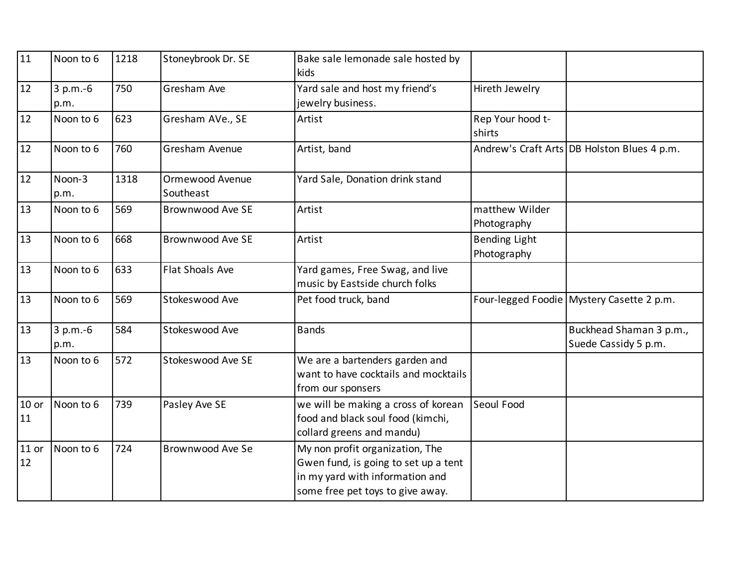| | | | | | | |
|---|---|---|---|---|---|---|
| 11 | Noon to 6 | 1218 | Stoneybrook Dr. SE | Bake sale lemonade sale hosted by kids | | |
| 12 | 3 p.m.-6 p.m. | 750 | Gresham Ave | Yard sale and host my friend's jewelry business. | Hireth Jewelry | |
| 12 | Noon to 6 | 623 | Gresham AVe., SE | Artist | Rep Your hood t-shirts | |
| 12 | Noon to 6 | 760 | Gresham Avenue | Artist, band | Andrew's Craft Arts | DB Holston Blues 4 p.m. |
| 12 | Noon-3 p.m. | 1318 | Ormewood Avenue Southeast | Yard Sale, Donation drink stand | | |
| 13 | Noon to 6 | 569 | Brownwood Ave SE | Artist | matthew Wilder Photography | |
| 13 | Noon to 6 | 668 | Brownwood Ave SE | Artist | Bending Light Photography | |
| 13 | Noon to 6 | 633 | Flat Shoals Ave | Yard games, Free Swag, and live music by Eastside church folks | | |
| 13 | Noon to 6 | 569 | Stokeswood Ave | Pet food truck, band | Four-legged Foodie | Mystery Casette 2 p.m. |
| 13 | 3 p.m.-6 p.m. | 584 | Stokeswood Ave | Bands | | Buckhead Shaman 3 p.m., Suede Cassidy 5 p.m. |
| 13 | Noon to 6 | 572 | Stokeswood Ave SE | We are a bartenders garden and want to have cocktails and mocktails from our sponsers | | |
| 10 or 11 | Noon to 6 | 739 | Pasley Ave SE | we will be making a cross of korean food and black soul food (kimchi, collard greens and mandu) | Seoul Food | |
| 11 or 12 | Noon to 6 | 724 | Brownwood Ave Se | My non profit organization, The Gwen fund, is going to set up a tent in my yard with information and some free pet toys to give away. | | |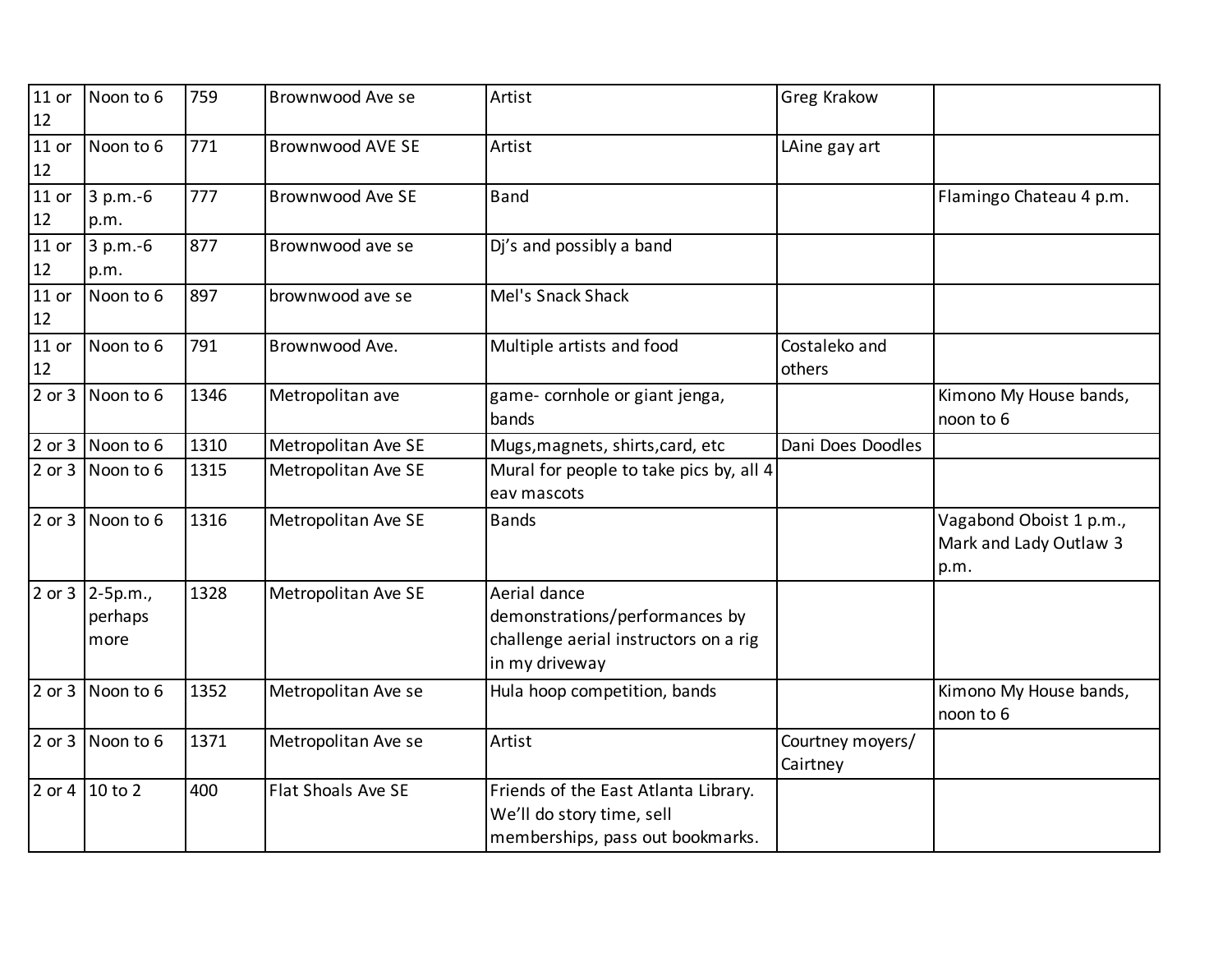| | | | | | | |
|---|---|---|---|---|---|---|
| 11 or 12 | Noon to 6 | 759 | Brownwood Ave se | Artist | Greg Krakow | |
| 11 or 12 | Noon to 6 | 771 | Brownwood AVE SE | Artist | LAine gay art | |
| 11 or 12 | 3 p.m.-6 p.m. | 777 | Brownwood Ave SE | Band | | Flamingo Chateau 4 p.m. |
| 11 or 12 | 3 p.m.-6 p.m. | 877 | Brownwood ave se | Dj's and possibly a band | | |
| 11 or 12 | Noon to 6 | 897 | brownwood ave se | Mel's Snack Shack | | |
| 11 or 12 | Noon to 6 | 791 | Brownwood Ave. | Multiple artists and food | Costaleko and others | |
| 2 or 3 | Noon to 6 | 1346 | Metropolitan ave | game- cornhole or giant jenga, bands | | Kimono My House bands, noon to 6 |
| 2 or 3 | Noon to 6 | 1310 | Metropolitan Ave SE | Mugs,magnets, shirts,card, etc | Dani Does Doodles | |
| 2 or 3 | Noon to 6 | 1315 | Metropolitan Ave SE | Mural for people to take pics by, all 4 eav mascots | | |
| 2 or 3 | Noon to 6 | 1316 | Metropolitan Ave SE | Bands | | Vagabond Oboist 1 p.m., Mark and Lady Outlaw 3 p.m. |
| 2 or 3 | 2-5p.m., perhaps more | 1328 | Metropolitan Ave SE | Aerial dance demonstrations/performances by challenge aerial instructors on a rig in my driveway | | |
| 2 or 3 | Noon to 6 | 1352 | Metropolitan Ave se | Hula hoop competition, bands | | Kimono My House bands, noon to 6 |
| 2 or 3 | Noon to 6 | 1371 | Metropolitan Ave se | Artist | Courtney moyers/ Cairtney | |
| 2 or 4 | 10 to 2 | 400 | Flat Shoals Ave SE | Friends of the East Atlanta Library. We'll do story time, sell memberships, pass out bookmarks. | | |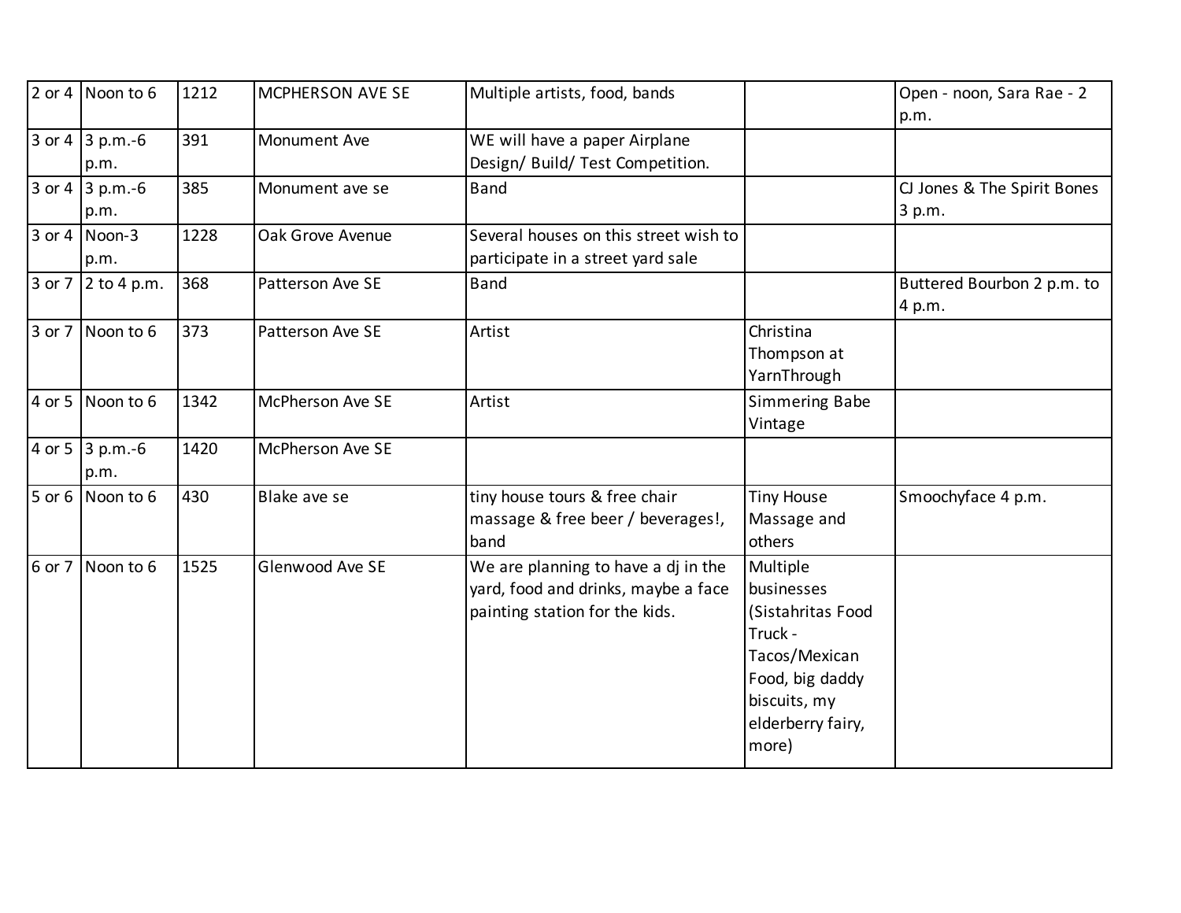| | | | | | | |
|---|---|---|---|---|---|---|
| 2 or 4 | Noon to 6 | 1212 | MCPHERSON AVE SE | Multiple artists, food, bands | | Open - noon, Sara Rae - 2 p.m. |
| 3 or 4 | 3 p.m.-6 p.m. | 391 | Monument Ave | WE will have a paper Airplane Design/ Build/ Test Competition. | | |
| 3 or 4 | 3 p.m.-6 p.m. | 385 | Monument ave se | Band | | CJ Jones & The Spirit Bones 3 p.m. |
| 3 or 4 | Noon-3 p.m. | 1228 | Oak Grove Avenue | Several houses on this street wish to participate in a street yard sale | | |
| 3 or 7 | 2 to 4 p.m. | 368 | Patterson Ave SE | Band | | Buttered Bourbon 2 p.m. to 4 p.m. |
| 3 or 7 | Noon to 6 | 373 | Patterson Ave SE | Artist | Christina Thompson at YarnThrough | |
| 4 or 5 | Noon to 6 | 1342 | McPherson Ave SE | Artist | Simmering Babe Vintage | |
| 4 or 5 | 3 p.m.-6 p.m. | 1420 | McPherson Ave SE | | | |
| 5 or 6 | Noon to 6 | 430 | Blake ave se | tiny house tours & free chair massage & free beer / beverages!, band | Tiny House Massage and others | Smoochyface 4 p.m. |
| 6 or 7 | Noon to 6 | 1525 | Glenwood Ave SE | We are planning to have a dj in the yard, food and drinks, maybe a face painting station for the kids. | Multiple businesses (Sistahritas Food Truck - Tacos/Mexican Food, big daddy biscuits, my elderberry fairy, more) | |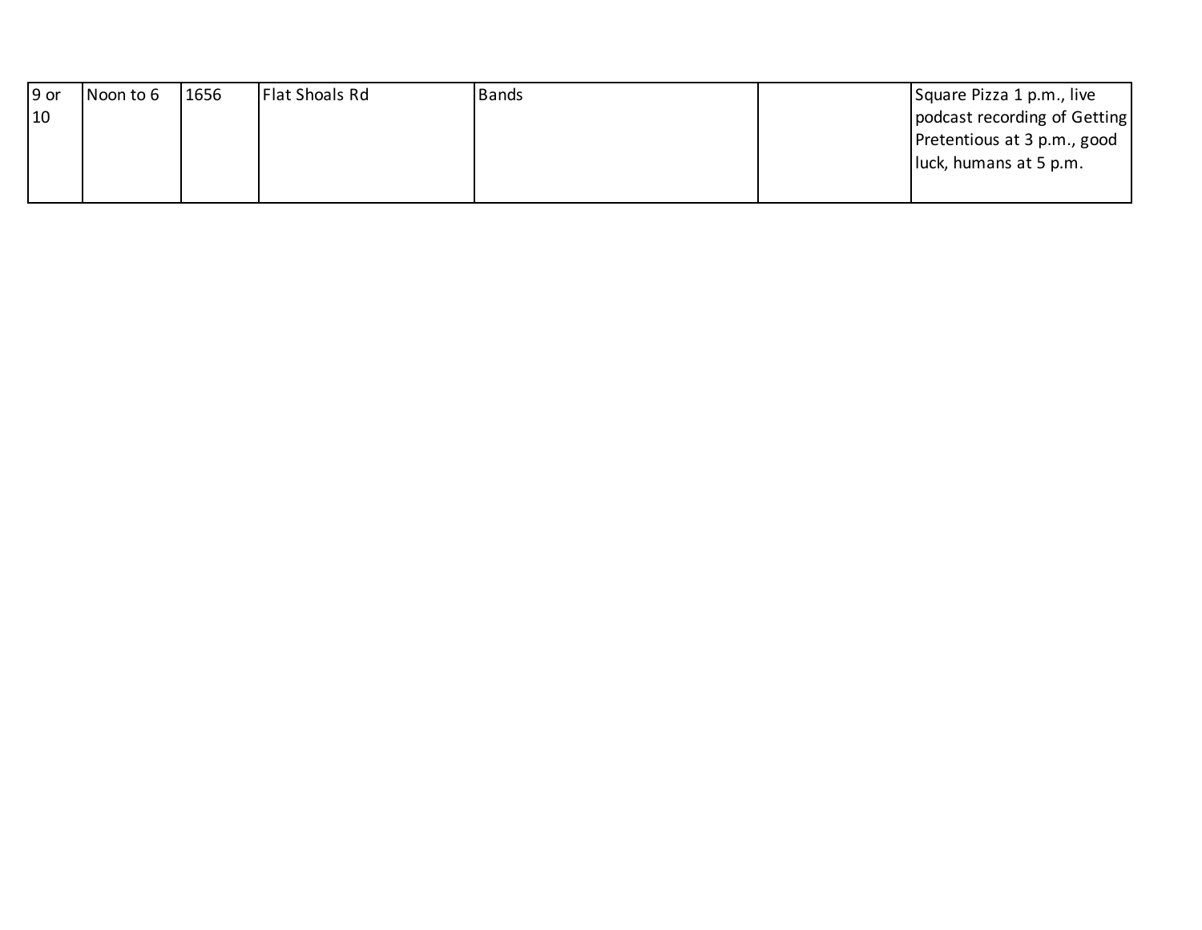| | | | | | | |
|---|---|---|---|---|---|---|
| 9 or 10 | Noon to 6 | 1656 | Flat Shoals Rd | Bands | | Square Pizza 1 p.m., live podcast recording of Getting Pretentious at 3 p.m., good luck, humans at 5 p.m. |